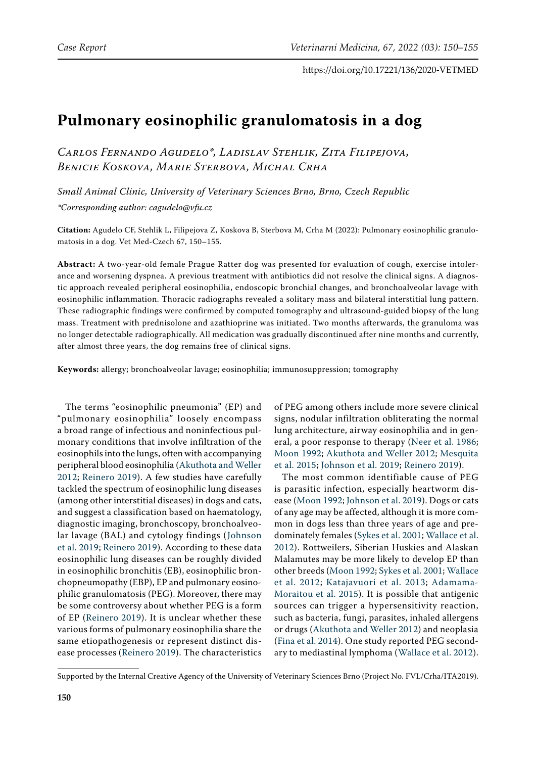# Pulmonary eosinophilic granulomatosis in a dog

*Carlos Fernando Agudelo\*, Ladislav Stehlik, Zita Filipejova, Benicie Koskova, Marie Sterbova, Michal Crha*

*Small Animal Clinic, University of Veterinary Sciences Brno, Brno, Czech Republic*

*\*Corresponding author: cagudelo@vfu.cz*

**Citation:** Agudelo CF, Stehlik L, Filipejova Z, Koskova B, Sterbova M, Crha M (2022): Pulmonary eosinophilic granulomatosis in a dog. Vet Med-Czech 67, 150–155.

**Abstract:** A two-year-old female Prague Ratter dog was presented for evaluation of cough, exercise intolerance and worsening dyspnea. A previous treatment with antibiotics did not resolve the clinical signs. A diagnostic approach revealed peripheral eosinophilia, endoscopic bronchial changes, and bronchoalveolar lavage with eosinophilic inflammation. Thoracic radiographs revealed a solitary mass and bilateral interstitial lung pattern. These radiographic findings were confirmed by computed tomography and ultrasound-guided biopsy of the lung mass. Treatment with prednisolone and azathioprine was initiated. Two months afterwards, the granuloma was no longer detectable radiographically. All medication was gradually discontinued after nine months and currently, after almost three years, the dog remains free of clinical signs.

**Keywords:** allergy; bronchoalveolar lavage; eosinophilia; immunosuppression; tomography

The terms "eosinophilic pneumonia" (EP) and "pulmonary eosinophilia" loosely encompass a broad range of infectious and noninfectious pulmonary conditions that involve infiltration of the eosinophils into the lungs, often with accompanying peripheral blood eosinophilia (Akuthota and Weller 2012; Reinero 2019). A few studies have carefully tackled the spectrum of eosinophilic lung diseases (among other interstitial diseases) in dogs and cats, and suggest a classification based on haematology, diagnostic imaging, bronchoscopy, bronchoalveolar lavage (BAL) and cytology findings (Johnson et al. 2019; Reinero 2019). According to these data eosinophilic lung diseases can be roughly divided in eosinophilic bronchitis (EB), eosinophilic bronchopneumopathy (EBP), EP and pulmonary eosinophilic granulomatosis (PEG). Moreover, there may be some controversy about whether PEG is a form of EP (Reinero 2019). It is unclear whether these various forms of pulmonary eosinophilia share the same etiopathogenesis or represent distinct disease processes (Reinero 2019). The characteristics of PEG among others include more severe clinical signs, nodular infiltration obliterating the normal lung architecture, airway eosinophilia and in general, a poor response to therapy (Neer et al. 1986; Moon 1992; Akuthota and Weller 2012; Mesquita et al. 2015; Johnson et al. 2019; Reinero 2019).

The most common identifiable cause of PEG is parasitic infection, especially heartworm disease (Moon 1992; Johnson et al. 2019). Dogs or cats of any age may be affected, although it is more common in dogs less than three years of age and predominately females (Sykes et al. 2001; Wallace et al. 2012). Rottweilers, Siberian Huskies and Alaskan Malamutes may be more likely to develop EP than other breeds (Moon 1992; Sykes et al. 2001; Wallace et al. 2012; Katajavuori et al. 2013; Adamama-Moraitou et al. 2015). It is possible that antigenic sources can trigger a hypersensitivity reaction, such as bacteria, fungi, parasites, inhaled allergens or drugs (Akuthota and Weller 2012) and neoplasia (Fina et al. 2014). One study reported PEG secondary to mediastinal lymphoma (Wallace et al. 2012).

Supported by the Internal Creative Agency of the University of Veterinary Sciences Brno (Project No. FVL/Crha/ITA2019).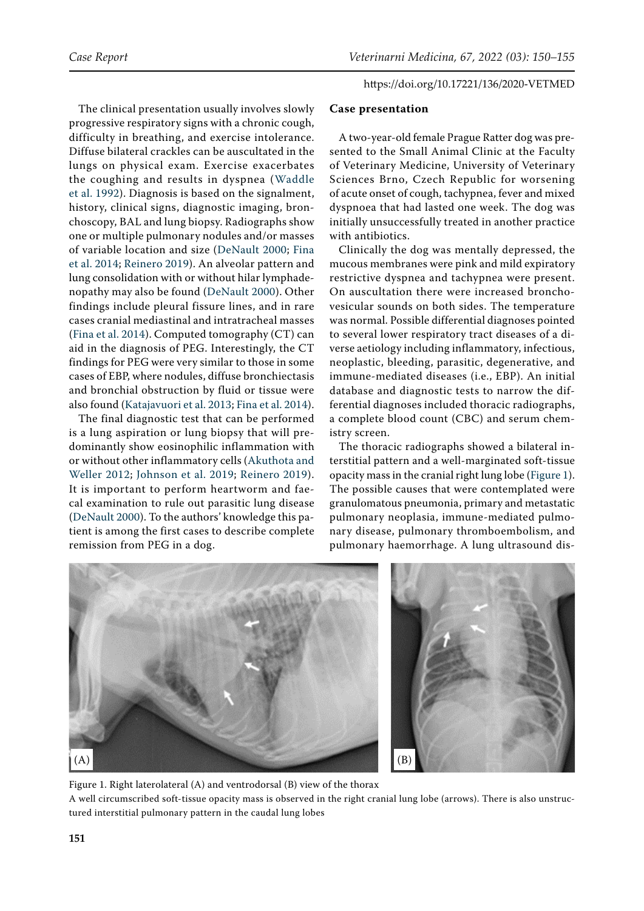The clinical presentation usually involves slowly progressive respiratory signs with a chronic cough, difficulty in breathing, and exercise intolerance. Diffuse bilateral crackles can be auscultated in the lungs on physical exam. Exercise exacerbates the coughing and results in dyspnea (Waddle et al. 1992). Diagnosis is based on the signalment, history, clinical signs, diagnostic imaging, bronchoscopy, BAL and lung biopsy. Radiographs show one or multiple pulmonary nodules and/or masses of variable location and size (DeNault 2000; Fina et al. 2014; Reinero 2019). An alveolar pattern and lung consolidation with or without hilar lymphadenopathy may also be found (DeNault 2000). Other findings include pleural fissure lines, and in rare cases cranial mediastinal and intratracheal masses (Fina et al. 2014). Computed tomography (CT) can aid in the diagnosis of PEG. Interestingly, the CT findings for PEG were very similar to those in some cases of EBP, where nodules, diffuse bronchiectasis and bronchial obstruction by fluid or tissue were also found (Katajavuori et al. 2013; Fina et al. 2014).

The final diagnostic test that can be performed is a lung aspiration or lung biopsy that will predominantly show eosinophilic inflammation with or without other inflammatory cells (Akuthota and Weller 2012; Johnson et al. 2019; Reinero 2019). It is important to perform heartworm and faecal examination to rule out parasitic lung disease (DeNault 2000). To the authors' knowledge this patient is among the first cases to describe complete remission from PEG in a dog.

## Case presentation

A two-year-old female Prague Ratter dog was presented to the Small Animal Clinic at the Faculty of Veterinary Medicine, University of Veterinary Sciences Brno, Czech Republic for worsening of acute onset of cough, tachypnea, fever and mixed dyspnoea that had lasted one week. The dog was initially unsuccessfully treated in another practice with antibiotics.

Clinically the dog was mentally depressed, the mucous membranes were pink and mild expiratory restrictive dyspnea and tachypnea were present. On auscultation there were increased bronchovesicular sounds on both sides. The temperature was normal. Possible differential diagnoses pointed to several lower respiratory tract diseases of a diverse aetiology including inflammatory, infectious, neoplastic, bleeding, parasitic, degenerative, and immune-mediated diseases (i.e., EBP). An initial database and diagnostic tests to narrow the differential diagnoses included thoracic radiographs, a complete blood count (CBC) and serum chemistry screen.

The thoracic radiographs showed a bilateral interstitial pattern and a well-marginated soft-tissue opacity mass in the cranial right lung lobe (Figure 1). The possible causes that were contemplated were granulomatous pneumonia, primary and metastatic pulmonary neoplasia, immune-mediated pulmonary disease, pulmonary thromboembolism, and pulmonary haemorrhage. A lung ultrasound dis-

Figure 1. Right laterolateral (A) and ventrodorsal (B) view of the thorax
A well circumscribed soft-tissue opacity mass is observed in the right cranial lung lobe (arrows). There is also unstructured interstitial pulmonary pattern in the caudal lung lobes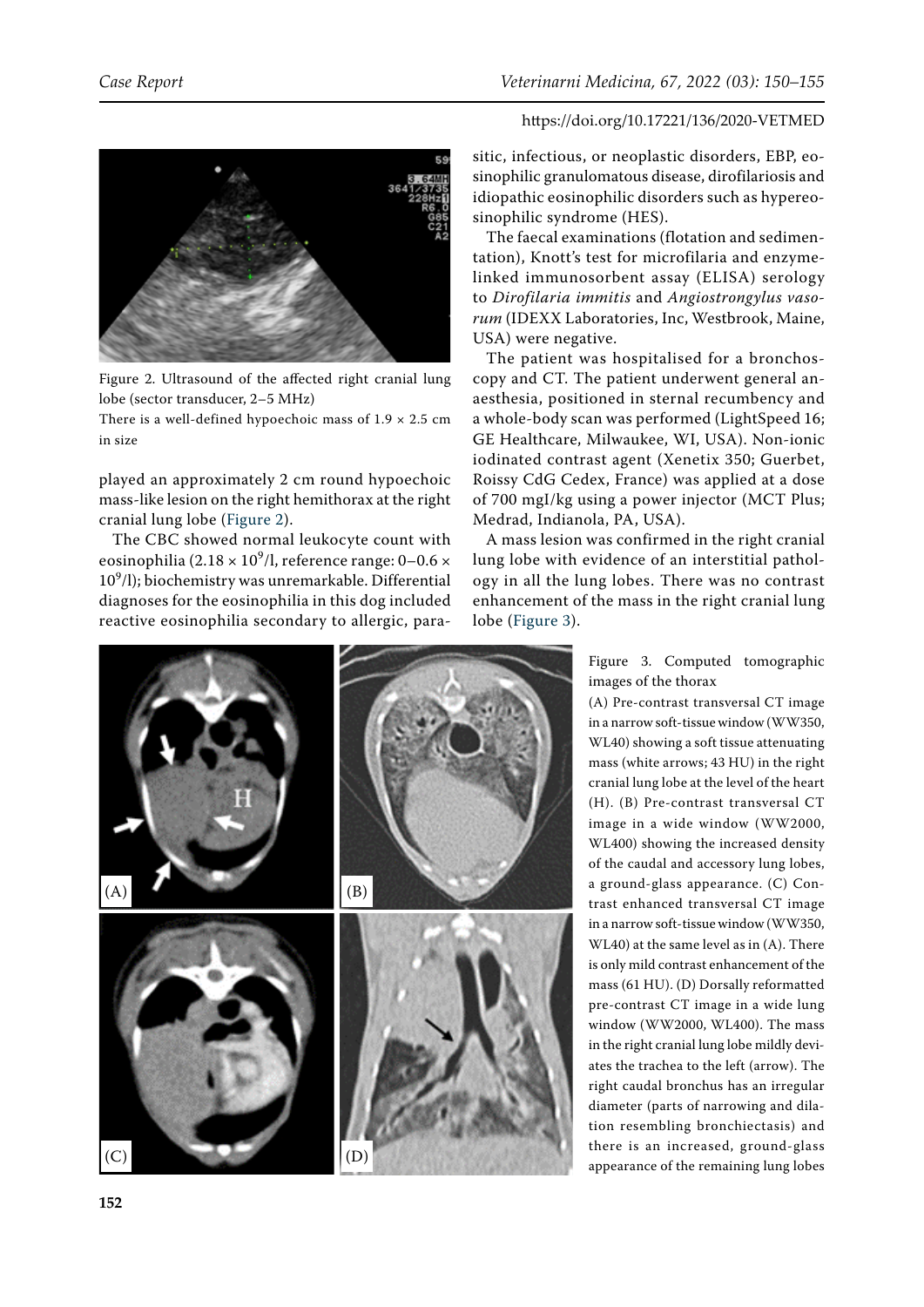Figure 2. Ultrasound of the affected right cranial lung lobe (sector transducer, 2–5 MHz)

There is a well-defined hypoechoic mass of 1.9 × 2.5 cm in size

played an approximately 2 cm round hypoechoic mass-like lesion on the right hemithorax at the right cranial lung lobe (Figure 2).

The CBC showed normal leukocyte count with eosinophilia ($2.18 \times 10^9$/l, reference range: $0–0.6 \times 10^9$/l); biochemistry was unremarkable. Differential diagnoses for the eosinophilia in this dog included reactive eosinophilia secondary to allergic, parasitic, infectious, or neoplastic disorders, EBP, eosinophilic granulomatous disease, dirofilariosis and idiopathic eosinophilic disorders such as hypereosinophilic syndrome (HES).

The faecal examinations (flotation and sedimentation), Knott's test for microfilaria and enzyme-linked immunosorbent assay (ELISA) serology to *Dirofilaria immitis* and *Angiostrongylus vasorum* (IDEXX Laboratories, Inc, Westbrook, Maine, USA) were negative.

The patient was hospitalised for a bronchoscopy and CT. The patient underwent general anaesthesia, positioned in sternal recumbency and a whole-body scan was performed (LightSpeed 16; GE Healthcare, Milwaukee, WI, USA). Non-ionic iodinated contrast agent (Xenetix 350; Guerbet, Roissy CdG Cedex, France) was applied at a dose of 700 mgI/kg using a power injector (MCT Plus; Medrad, Indianola, PA, USA).

A mass lesion was confirmed in the right cranial lung lobe with evidence of an interstitial pathology in all the lung lobes. There was no contrast enhancement of the mass in the right cranial lung lobe (Figure 3).

Figure 3. Computed tomographic images of the thorax

(A) Pre-contrast transversal CT image in a narrow soft-tissue window (WW350, WL40) showing a soft tissue attenuating mass (white arrows; 43 HU) in the right cranial lung lobe at the level of the heart (H). (B) Pre-contrast transversal CT image in a wide window (WW2000, WL400) showing the increased density of the caudal and accessory lung lobes, a ground-glass appearance. (C) Contrast enhanced transversal CT image in a narrow soft-tissue window (WW350, WL40) at the same level as in (A). There is only mild contrast enhancement of the mass (61 HU). (D) Dorsally reformatted pre-contrast CT image in a wide lung window (WW2000, WL400). The mass in the right cranial lung lobe mildly deviates the trachea to the left (arrow). The right caudal bronchus has an irregular diameter (parts of narrowing and dilation resembling bronchiectasis) and there is an increased, ground-glass appearance of the remaining lung lobes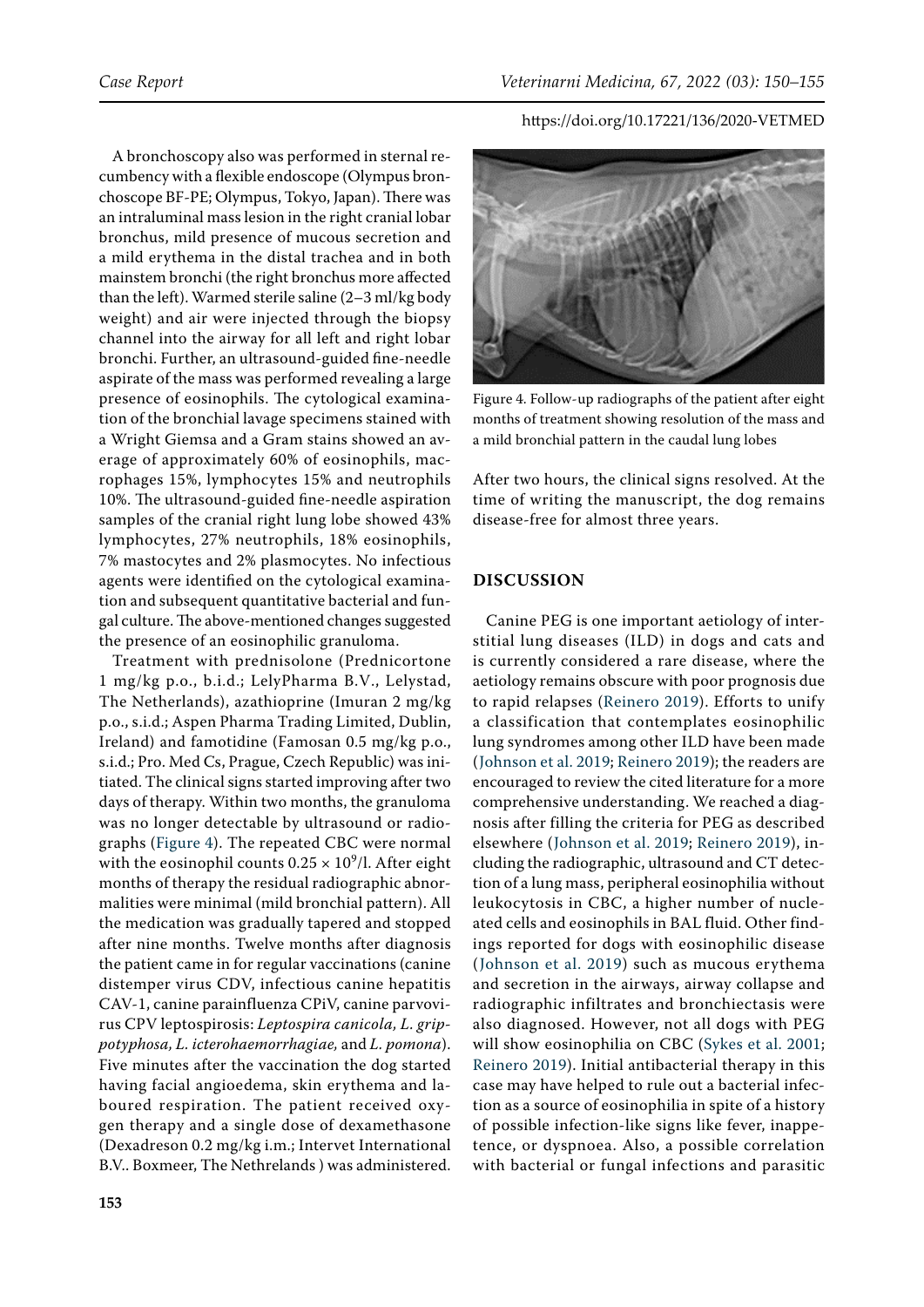A bronchoscopy also was performed in sternal recumbency with a flexible endoscope (Olympus bronchoscope BF-PE; Olympus, Tokyo, Japan). There was an intraluminal mass lesion in the right cranial lobar bronchus, mild presence of mucous secretion and a mild erythema in the distal trachea and in both mainstem bronchi (the right bronchus more affected than the left). Warmed sterile saline (2–3 ml/kg body weight) and air were injected through the biopsy channel into the airway for all left and right lobar bronchi. Further, an ultrasound-guided fine-needle aspirate of the mass was performed revealing a large presence of eosinophils. The cytological examination of the bronchial lavage specimens stained with a Wright Giemsa and a Gram stains showed an average of approximately 60% of eosinophils, macrophages 15%, lymphocytes 15% and neutrophils 10%. The ultrasound-guided fine-needle aspiration samples of the cranial right lung lobe showed 43% lymphocytes, 27% neutrophils, 18% eosinophils, 7% mastocytes and 2% plasmocytes. No infectious agents were identified on the cytological examination and subsequent quantitative bacterial and fungal culture. The above-mentioned changes suggested the presence of an eosinophilic granuloma.

Treatment with prednisolone (Prednicortone 1 mg/kg p.o., b.i.d.; LelyPharma B.V., Lelystad, The Netherlands), azathioprine (Imuran 2 mg/kg p.o., s.i.d.; Aspen Pharma Trading Limited, Dublin, Ireland) and famotidine (Famosan 0.5 mg/kg p.o., s.i.d.; Pro. Med Cs, Prague, Czech Republic) was initiated. The clinical signs started improving after two days of therapy. Within two months, the granuloma was no longer detectable by ultrasound or radiographs (Figure 4). The repeated CBC were normal with the eosinophil counts $0.25 \times 10^9$/l. After eight months of therapy the residual radiographic abnormalities were minimal (mild bronchial pattern). All the medication was gradually tapered and stopped after nine months. Twelve months after diagnosis the patient came in for regular vaccinations (canine distemper virus CDV, infectious canine hepatitis CAV-1, canine parainfluenza CPiV, canine parvovirus CPV leptospirosis: *Leptospira canicola, L. grippotyphosa, L. icterohaemorrhagiae,* and *L. pomona*). Five minutes after the vaccination the dog started having facial angioedema, skin erythema and laboured respiration. The patient received oxygen therapy and a single dose of dexamethasone (Dexadreson 0.2 mg/kg i.m.; Intervet International B.V.. Boxmeer, The Nethrelands ) was administered.

Figure 4. Follow-up radiographs of the patient after eight months of treatment showing resolution of the mass and a mild bronchial pattern in the caudal lung lobes

After two hours, the clinical signs resolved. At the time of writing the manuscript, the dog remains disease-free for almost three years.

## DISCUSSION

Canine PEG is one important aetiology of interstitial lung diseases (ILD) in dogs and cats and is currently considered a rare disease, where the aetiology remains obscure with poor prognosis due to rapid relapses (Reinero 2019). Efforts to unify a classification that contemplates eosinophilic lung syndromes among other ILD have been made (Johnson et al. 2019; Reinero 2019); the readers are encouraged to review the cited literature for a more comprehensive understanding. We reached a diagnosis after filling the criteria for PEG as described elsewhere (Johnson et al. 2019; Reinero 2019), including the radiographic, ultrasound and CT detection of a lung mass, peripheral eosinophilia without leukocytosis in CBC, a higher number of nucleated cells and eosinophils in BAL fluid. Other findings reported for dogs with eosinophilic disease (Johnson et al. 2019) such as mucous erythema and secretion in the airways, airway collapse and radiographic infiltrates and bronchiectasis were also diagnosed. However, not all dogs with PEG will show eosinophilia on CBC (Sykes et al. 2001; Reinero 2019). Initial antibacterial therapy in this case may have helped to rule out a bacterial infection as a source of eosinophilia in spite of a history of possible infection-like signs like fever, inappetence, or dyspnoea. Also, a possible correlation with bacterial or fungal infections and parasitic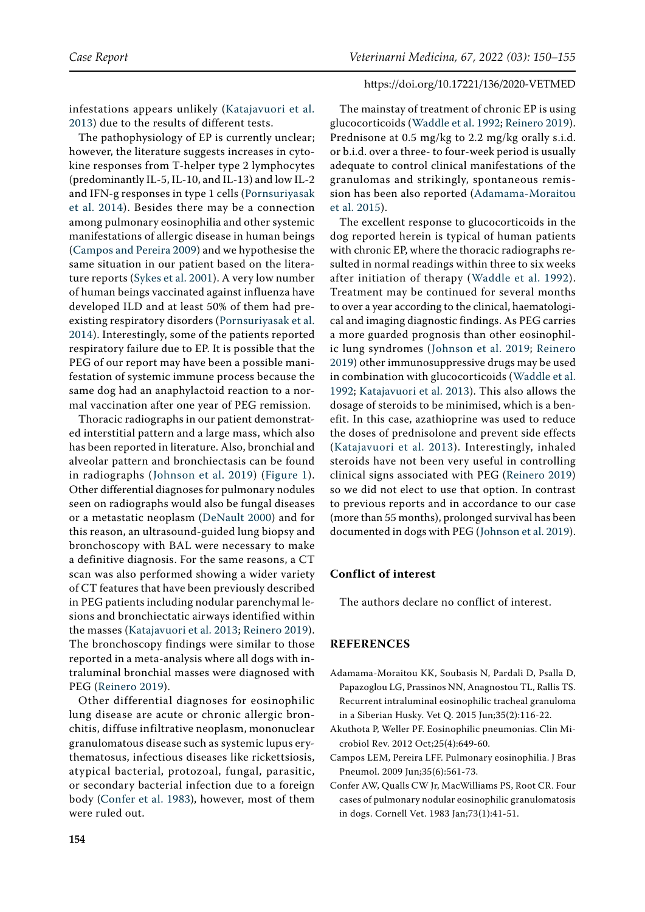infestations appears unlikely (Katajavuori et al. 2013) due to the results of different tests.

The pathophysiology of EP is currently unclear; however, the literature suggests increases in cytokine responses from T-helper type 2 lymphocytes (predominantly IL-5, IL-10, and IL-13) and low IL-2 and IFN-g responses in type 1 cells (Pornsuriyasak et al. 2014). Besides there may be a connection among pulmonary eosinophilia and other systemic manifestations of allergic disease in human beings (Campos and Pereira 2009) and we hypothesise the same situation in our patient based on the literature reports (Sykes et al. 2001). A very low number of human beings vaccinated against influenza have developed ILD and at least 50% of them had preexisting respiratory disorders (Pornsuriyasak et al. 2014). Interestingly, some of the patients reported respiratory failure due to EP. It is possible that the PEG of our report may have been a possible manifestation of systemic immune process because the same dog had an anaphylactoid reaction to a normal vaccination after one year of PEG remission.

Thoracic radiographs in our patient demonstrated interstitial pattern and a large mass, which also has been reported in literature. Also, bronchial and alveolar pattern and bronchiectasis can be found in radiographs (Johnson et al. 2019) (Figure 1). Other differential diagnoses for pulmonary nodules seen on radiographs would also be fungal diseases or a metastatic neoplasm (DeNault 2000) and for this reason, an ultrasound-guided lung biopsy and bronchoscopy with BAL were necessary to make a definitive diagnosis. For the same reasons, a CT scan was also performed showing a wider variety of CT features that have been previously described in PEG patients including nodular parenchymal lesions and bronchiectatic airways identified within the masses (Katajavuori et al. 2013; Reinero 2019). The bronchoscopy findings were similar to those reported in a meta-analysis where all dogs with intraluminal bronchial masses were diagnosed with PEG (Reinero 2019).

Other differential diagnoses for eosinophilic lung disease are acute or chronic allergic bronchitis, diffuse infiltrative neoplasm, mononuclear granulomatous disease such as systemic lupus erythematosus, infectious diseases like rickettsiosis, atypical bacterial, protozoal, fungal, parasitic, or secondary bacterial infection due to a foreign body (Confer et al. 1983), however, most of them were ruled out.

The mainstay of treatment of chronic EP is using glucocorticoids (Waddle et al. 1992; Reinero 2019). Prednisone at 0.5 mg/kg to 2.2 mg/kg orally s.i.d. or b.i.d. over a three- to four-week period is usually adequate to control clinical manifestations of the granulomas and strikingly, spontaneous remission has been also reported (Adamama-Moraitou et al. 2015).

The excellent response to glucocorticoids in the dog reported herein is typical of human patients with chronic EP, where the thoracic radiographs resulted in normal readings within three to six weeks after initiation of therapy (Waddle et al. 1992). Treatment may be continued for several months to over a year according to the clinical, haematological and imaging diagnostic findings. As PEG carries a more guarded prognosis than other eosinophilic lung syndromes (Johnson et al. 2019; Reinero 2019) other immunosuppressive drugs may be used in combination with glucocorticoids (Waddle et al. 1992; Katajavuori et al. 2013). This also allows the dosage of steroids to be minimised, which is a benefit. In this case, azathioprine was used to reduce the doses of prednisolone and prevent side effects (Katajavuori et al. 2013). Interestingly, inhaled steroids have not been very useful in controlling clinical signs associated with PEG (Reinero 2019) so we did not elect to use that option. In contrast to previous reports and in accordance to our case (more than 55 months), prolonged survival has been documented in dogs with PEG (Johnson et al. 2019).

## Conflict of interest

The authors declare no conflict of interest.

## REFERENCES

Adamama-Moraitou KK, Soubasis N, Pardali D, Psalla D, Papazoglou LG, Prassinos NN, Anagnostou TL, Rallis TS. Recurrent intraluminal eosinophilic tracheal granuloma in a Siberian Husky. Vet Q. 2015 Jun;35(2):116-22.

Akuthota P, Weller PF. Eosinophilic pneumonias. Clin Microbiol Rev. 2012 Oct;25(4):649-60.

Campos LEM, Pereira LFF. Pulmonary eosinophilia. J Bras Pneumol. 2009 Jun;35(6):561-73.

Confer AW, Qualls CW Jr, MacWilliams PS, Root CR. Four cases of pulmonary nodular eosinophilic granulomatosis in dogs. Cornell Vet. 1983 Jan;73(1):41-51.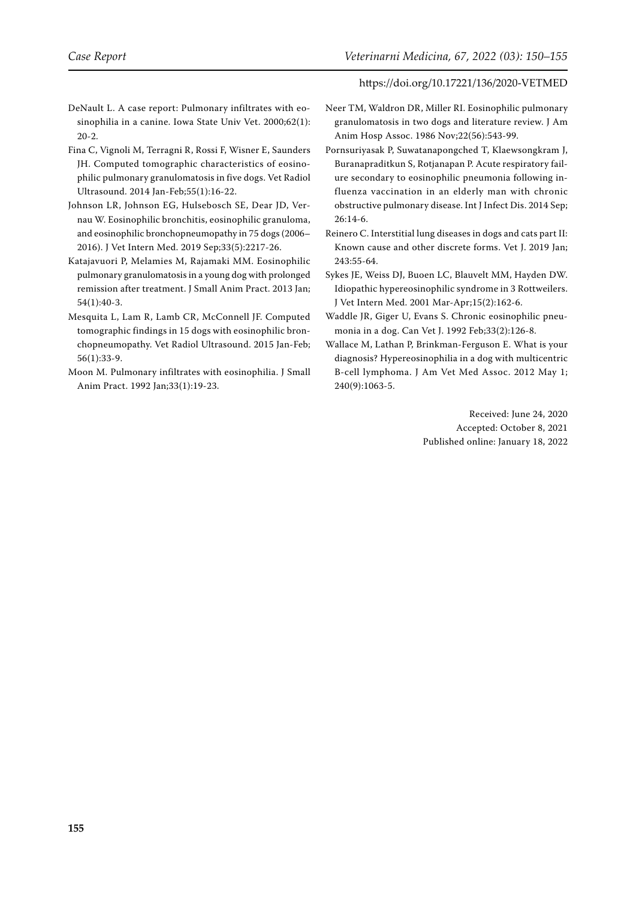DeNault L. A case report: Pulmonary infiltrates with eosinophilia in a canine. Iowa State Univ Vet. 2000;62(1):20-2.

Fina C, Vignoli M, Terragni R, Rossi F, Wisner E, Saunders JH. Computed tomographic characteristics of eosinophilic pulmonary granulomatosis in five dogs. Vet Radiol Ultrasound. 2014 Jan-Feb;55(1):16-22.

Johnson LR, Johnson EG, Hulsebosch SE, Dear JD, Vernau W. Eosinophilic bronchitis, eosinophilic granuloma, and eosinophilic bronchopneumopathy in 75 dogs (2006–2016). J Vet Intern Med. 2019 Sep;33(5):2217-26.

Katajavuori P, Melamies M, Rajamaki MM. Eosinophilic pulmonary granulomatosis in a young dog with prolonged remission after treatment. J Small Anim Pract. 2013 Jan; 54(1):40-3.

Mesquita L, Lam R, Lamb CR, McConnell JF. Computed tomographic findings in 15 dogs with eosinophilic bronchopneumopathy. Vet Radiol Ultrasound. 2015 Jan-Feb; 56(1):33-9.

Moon M. Pulmonary infiltrates with eosinophilia. J Small Anim Pract. 1992 Jan;33(1):19-23.

Neer TM, Waldron DR, Miller RI. Eosinophilic pulmonary granulomatosis in two dogs and literature review. J Am Anim Hosp Assoc. 1986 Nov;22(56):543-99.

Pornsuriyasak P, Suwatanapongched T, Klaewsongkram J, Buranapraditkun S, Rotjanapan P. Acute respiratory failure secondary to eosinophilic pneumonia following influenza vaccination in an elderly man with chronic obstructive pulmonary disease. Int J Infect Dis. 2014 Sep; 26:14-6.

Reinero C. Interstitial lung diseases in dogs and cats part II: Known cause and other discrete forms. Vet J. 2019 Jan; 243:55-64.

Sykes JE, Weiss DJ, Buoen LC, Blauvelt MM, Hayden DW. Idiopathic hypereosinophilic syndrome in 3 Rottweilers. J Vet Intern Med. 2001 Mar-Apr;15(2):162-6.

Waddle JR, Giger U, Evans S. Chronic eosinophilic pneumonia in a dog. Can Vet J. 1992 Feb;33(2):126-8.

Wallace M, Lathan P, Brinkman-Ferguson E. What is your diagnosis? Hypereosinophilia in a dog with multicentric B-cell lymphoma. J Am Vet Med Assoc. 2012 May 1; 240(9):1063-5.

Received: June 24, 2020
Accepted: October 8, 2021
Published online: January 18, 2022